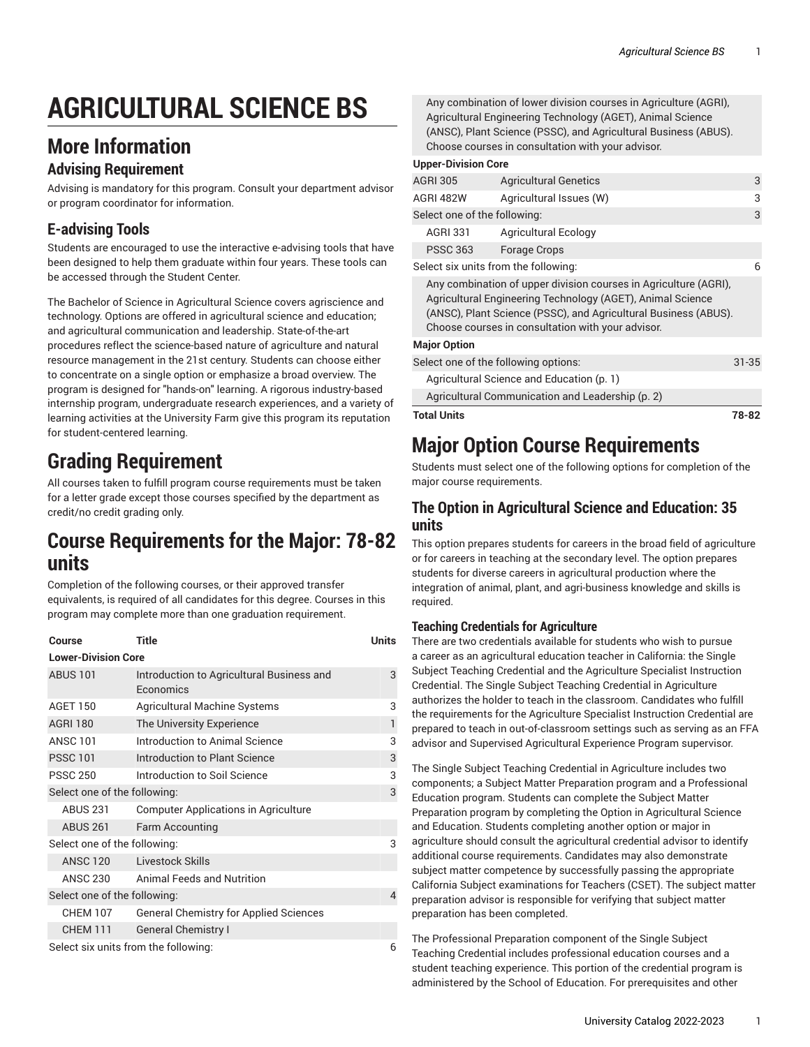# AGRICULTURAL SCIENCE BS

## More Information

### Advising Requirement

Advising is mandatory for this program. Consult your department advisor or program coordinator for information.

### E-advising Tools

Students are encouraged to use the interactive e-advising tools that have been designed to help them graduate within four years. These tools can be accessed through the Student Center.

The Bachelor of Science in Agricultural Science covers agriscience and technology. Options are offered in agricultural science and education; and agricultural communication and leadership. State-of-the-art procedures reflect the science-based nature of agriculture and natural resource management in the 21st century. Students can choose either to concentrate on a single option or emphasize a broad overview. The program is designed for "hands-on" learning. A rigorous industry-based internship program, undergraduate research experiences, and a variety of learning activities at the University Farm give this program its reputation for student-centered learning.

## Grading Requirement

All courses taken to fulfill program course requirements must be taken for a letter grade except those courses specified by the department as credit/no credit grading only.

## Course Requirements for the Major: 78-82 units

Completion of the following courses, or their approved transfer equivalents, is required of all candidates for this degree. Courses in this program may complete more than one graduation requirement.

| Course | Title | Units |
|---|---|---|
| **Lower-Division Core** | | |
| ABUS 101 | Introduction to Agricultural Business and Economics | 3 |
| AGET 150 | Agricultural Machine Systems | 3 |
| AGRI 180 | The University Experience | 1 |
| ANSC 101 | Introduction to Animal Science | 3 |
| PSSC 101 | Introduction to Plant Science | 3 |
| PSSC 250 | Introduction to Soil Science | 3 |
| Select one of the following: | | 3 |
| ABUS 231 | Computer Applications in Agriculture | |
| ABUS 261 | Farm Accounting | |
| Select one of the following: | | 3 |
| ANSC 120 | Livestock Skills | |
| ANSC 230 | Animal Feeds and Nutrition | |
| Select one of the following: | | 4 |
| CHEM 107 | General Chemistry for Applied Sciences | |
| CHEM 111 | General Chemistry I | |
| Select six units from the following: | | 6 |
| Any combination of lower division courses in Agriculture (AGRI), Agricultural Engineering Technology (AGET), Animal Science (ANSC), Plant Science (PSSC), and Agricultural Business (ABUS). Choose courses in consultation with your advisor. | | |
| **Upper-Division Core** | | |
| AGRI 305 | Agricultural Genetics | 3 |
| AGRI 482W | Agricultural Issues (W) | 3 |
| Select one of the following: | | 3 |
| AGRI 331 | Agricultural Ecology | |
| PSSC 363 | Forage Crops | |
| Select six units from the following: | | 6 |
| Any combination of upper division courses in Agriculture (AGRI), Agricultural Engineering Technology (AGET), Animal Science (ANSC), Plant Science (PSSC), and Agricultural Business (ABUS). Choose courses in consultation with your advisor. | | |
| **Major Option** | | |
| Select one of the following options: | | 31-35 |
| Agricultural Science and Education (p. 1) | | |
| Agricultural Communication and Leadership (p. 2) | | |
| **Total Units** | | **78-82** |

## Major Option Course Requirements

Students must select one of the following options for completion of the major course requirements.

### The Option in Agricultural Science and Education: 35 units

This option prepares students for careers in the broad field of agriculture or for careers in teaching at the secondary level. The option prepares students for diverse careers in agricultural production where the integration of animal, plant, and agri-business knowledge and skills is required.

#### Teaching Credentials for Agriculture

There are two credentials available for students who wish to pursue a career as an agricultural education teacher in California: the Single Subject Teaching Credential and the Agriculture Specialist Instruction Credential. The Single Subject Teaching Credential in Agriculture authorizes the holder to teach in the classroom. Candidates who fulfill the requirements for the Agriculture Specialist Instruction Credential are prepared to teach in out-of-classroom settings such as serving as an FFA advisor and Supervised Agricultural Experience Program supervisor.

The Single Subject Teaching Credential in Agriculture includes two components; a Subject Matter Preparation program and a Professional Education program. Students can complete the Subject Matter Preparation program by completing the Option in Agricultural Science and Education. Students completing another option or major in agriculture should consult the agricultural credential advisor to identify additional course requirements. Candidates may also demonstrate subject matter competence by successfully passing the appropriate California Subject examinations for Teachers (CSET). The subject matter preparation advisor is responsible for verifying that subject matter preparation has been completed.

The Professional Preparation component of the Single Subject Teaching Credential includes professional education courses and a student teaching experience. This portion of the credential program is administered by the School of Education. For prerequisites and other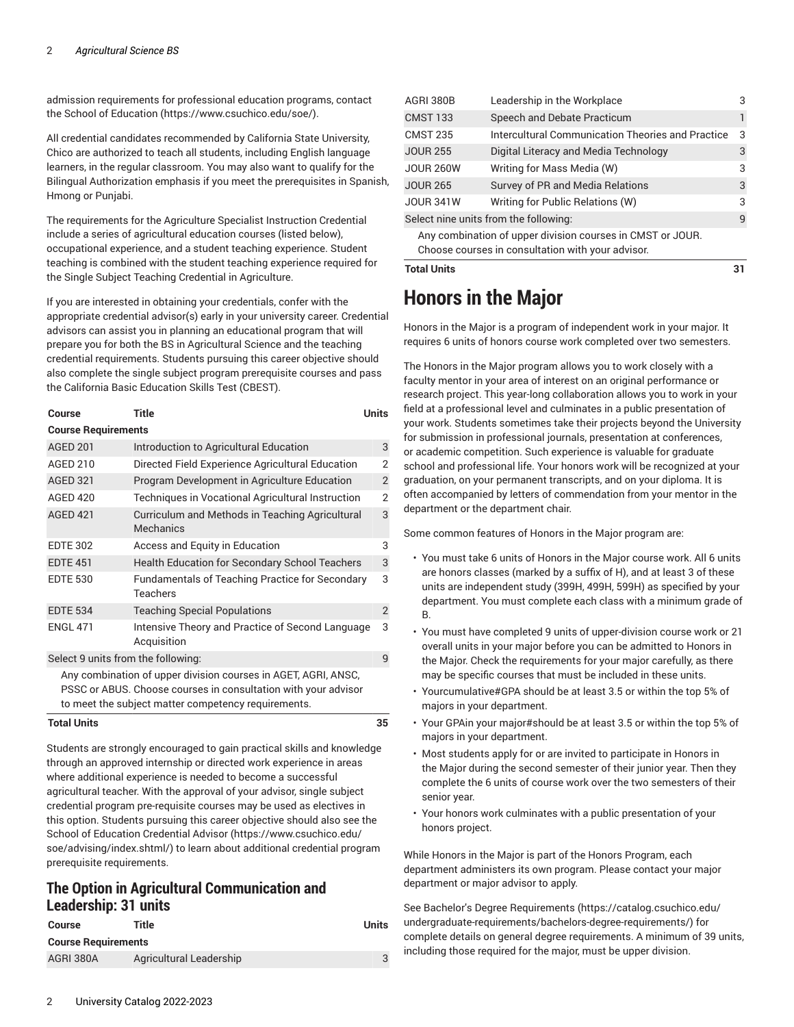admission requirements for professional education programs, contact the School of Education (https://www.csuchico.edu/soe/).

All credential candidates recommended by California State University, Chico are authorized to teach all students, including English language learners, in the regular classroom. You may also want to qualify for the Bilingual Authorization emphasis if you meet the prerequisites in Spanish, Hmong or Punjabi.

The requirements for the Agriculture Specialist Instruction Credential include a series of agricultural education courses (listed below), occupational experience, and a student teaching experience. Student teaching is combined with the student teaching experience required for the Single Subject Teaching Credential in Agriculture.

If you are interested in obtaining your credentials, confer with the appropriate credential advisor(s) early in your university career. Credential advisors can assist you in planning an educational program that will prepare you for both the BS in Agricultural Science and the teaching credential requirements. Students pursuing this career objective should also complete the single subject program prerequisite courses and pass the California Basic Education Skills Test (CBEST).

| Course | Title | Units |
| --- | --- | --- |
| **Course Requirements** | | |
| AGED 201 | Introduction to Agricultural Education | 3 |
| AGED 210 | Directed Field Experience Agricultural Education | 2 |
| AGED 321 | Program Development in Agriculture Education | 2 |
| AGED 420 | Techniques in Vocational Agricultural Instruction | 2 |
| AGED 421 | Curriculum and Methods in Teaching Agricultural Mechanics | 3 |
| EDTE 302 | Access and Equity in Education | 3 |
| EDTE 451 | Health Education for Secondary School Teachers | 3 |
| EDTE 530 | Fundamentals of Teaching Practice for Secondary Teachers | 3 |
| EDTE 534 | Teaching Special Populations | 2 |
| ENGL 471 | Intensive Theory and Practice of Second Language Acquisition | 3 |
| Select 9 units from the following: | | 9 |
| Any combination of upper division courses in AGET, AGRI, ANSC, PSSC or ABUS. Choose courses in consultation with your advisor to meet the subject matter competency requirements. | | |
| **Total Units** | | **35** |

Students are strongly encouraged to gain practical skills and knowledge through an approved internship or directed work experience in areas where additional experience is needed to become a successful agricultural teacher. With the approval of your advisor, single subject credential program pre-requisite courses may be used as electives in this option. Students pursuing this career objective should also see the School of Education Credential Advisor (https://www.csuchico.edu/soe/advising/index.shtml/) to learn about additional credential program prerequisite requirements.

## The Option in Agricultural Communication and Leadership: 31 units

| Course | Title | Units |
| --- | --- | --- |
| **Course Requirements** | | |
| AGRI 380A | Agricultural Leadership | 3 |
| AGRI 380B | Leadership in the Workplace | 3 |
| CMST 133 | Speech and Debate Practicum | 1 |
| CMST 235 | Intercultural Communication Theories and Practice | 3 |
| JOUR 255 | Digital Literacy and Media Technology | 3 |
| JOUR 260W | Writing for Mass Media (W) | 3 |
| JOUR 265 | Survey of PR and Media Relations | 3 |
| JOUR 341W | Writing for Public Relations (W) | 3 |
| Select nine units from the following: | | 9 |
| Any combination of upper division courses in CMST or JOUR. Choose courses in consultation with your advisor. | | |
| **Total Units** | | **31** |

# Honors in the Major

Honors in the Major is a program of independent work in your major. It requires 6 units of honors course work completed over two semesters.

The Honors in the Major program allows you to work closely with a faculty mentor in your area of interest on an original performance or research project. This year-long collaboration allows you to work in your field at a professional level and culminates in a public presentation of your work. Students sometimes take their projects beyond the University for submission in professional journals, presentation at conferences, or academic competition. Such experience is valuable for graduate school and professional life. Your honors work will be recognized at your graduation, on your permanent transcripts, and on your diploma. It is often accompanied by letters of commendation from your mentor in the department or the department chair.

Some common features of Honors in the Major program are:

- You must take 6 units of Honors in the Major course work. All 6 units are honors classes (marked by a suffix of H), and at least 3 of these units are independent study (399H, 499H, 599H) as specified by your department. You must complete each class with a minimum grade of B.
- You must have completed 9 units of upper-division course work or 21 overall units in your major before you can be admitted to Honors in the Major. Check the requirements for your major carefully, as there may be specific courses that must be included in these units.
- Yourcumulative#GPA should be at least 3.5 or within the top 5% of majors in your department.
- Your GPAin your major#should be at least 3.5 or within the top 5% of majors in your department.
- Most students apply for or are invited to participate in Honors in the Major during the second semester of their junior year. Then they complete the 6 units of course work over the two semesters of their senior year.
- Your honors work culminates with a public presentation of your honors project.

While Honors in the Major is part of the Honors Program, each department administers its own program. Please contact your major department or major advisor to apply.

See Bachelor's Degree Requirements (https://catalog.csuchico.edu/undergraduate-requirements/bachelors-degree-requirements/) for complete details on general degree requirements. A minimum of 39 units, including those required for the major, must be upper division.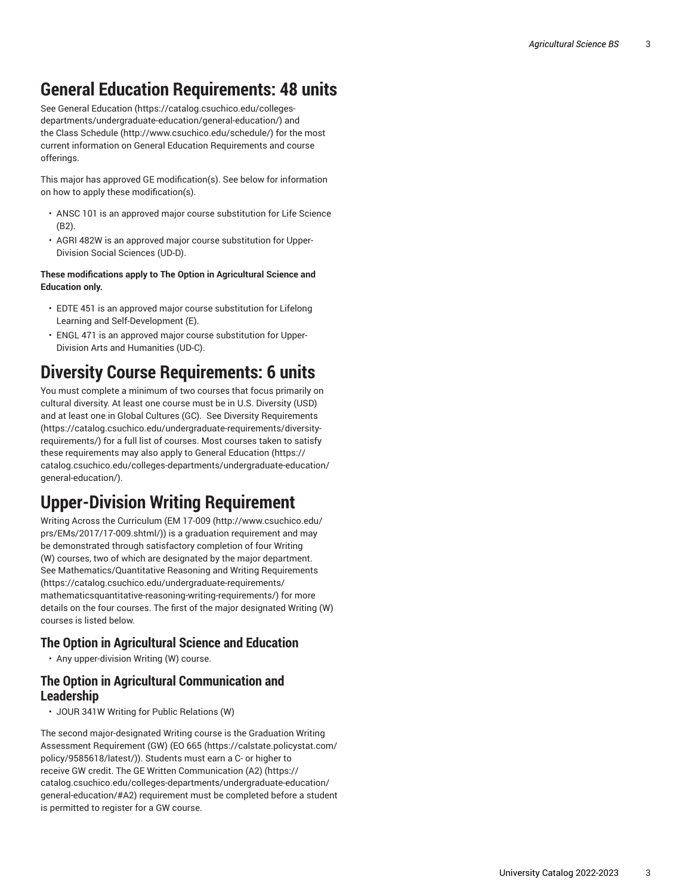# General Education Requirements: 48 units

See General Education (https://catalog.csuchico.edu/colleges-departments/undergraduate-education/general-education/) and the Class Schedule (http://www.csuchico.edu/schedule/) for the most current information on General Education Requirements and course offerings.

This major has approved GE modification(s). See below for information on how to apply these modification(s).

- ANSC 101 is an approved major course substitution for Life Science (B2).
- AGRI 482W is an approved major course substitution for Upper-Division Social Sciences (UD-D).

**These modifications apply to The Option in Agricultural Science and Education only.**

- EDTE 451 is an approved major course substitution for Lifelong Learning and Self-Development (E).
- ENGL 471 is an approved major course substitution for Upper-Division Arts and Humanities (UD-C).

# Diversity Course Requirements: 6 units

You must complete a minimum of two courses that focus primarily on cultural diversity. At least one course must be in U.S. Diversity (USD) and at least one in Global Cultures (GC). See Diversity Requirements (https://catalog.csuchico.edu/undergraduate-requirements/diversity-requirements/) for a full list of courses. Most courses taken to satisfy these requirements may also apply to General Education (https://catalog.csuchico.edu/colleges-departments/undergraduate-education/general-education/).

# Upper-Division Writing Requirement

Writing Across the Curriculum (EM 17-009 (http://www.csuchico.edu/prs/EMs/2017/17-009.shtml/)) is a graduation requirement and may be demonstrated through satisfactory completion of four Writing (W) courses, two of which are designated by the major department. See Mathematics/Quantitative Reasoning and Writing Requirements (https://catalog.csuchico.edu/undergraduate-requirements/mathematicsquantitative-reasoning-writing-requirements/) for more details on the four courses. The first of the major designated Writing (W) courses is listed below.

## The Option in Agricultural Science and Education

- Any upper-division Writing (W) course.

## The Option in Agricultural Communication and Leadership

- JOUR 341W Writing for Public Relations (W)

The second major-designated Writing course is the Graduation Writing Assessment Requirement (GW) (EO 665 (https://calstate.policystat.com/policy/9585618/latest/)). Students must earn a C- or higher to receive GW credit. The GE Written Communication (A2) (https://catalog.csuchico.edu/colleges-departments/undergraduate-education/general-education/#A2) requirement must be completed before a student is permitted to register for a GW course.